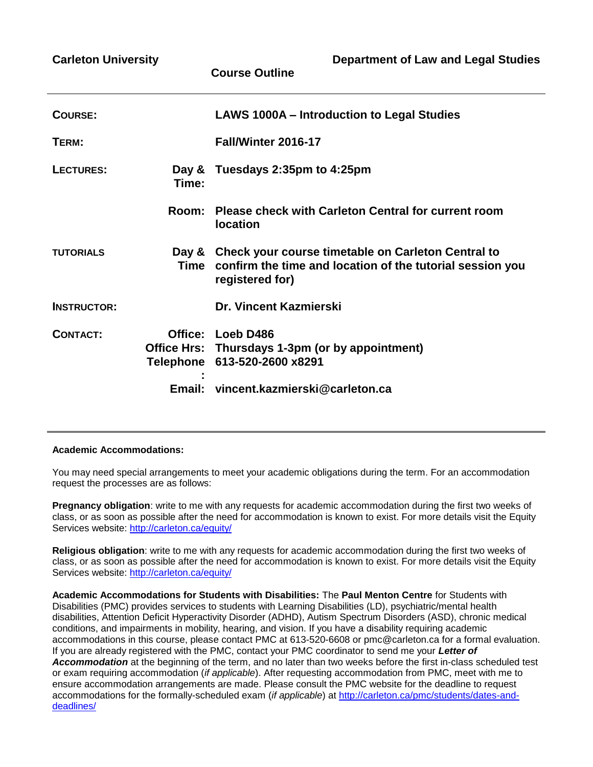**Carleton University** **Department of Law and Legal Studies**

**Course Outline**

| | | |
|---|---|---|
| **COURSE:** | | **LAWS 1000A – Introduction to Legal Studies** |
| **TERM:** | | **Fall/Winter 2016-17** |
| **LECTURES:** | **Day & Time:** | **Tuesdays 2:35pm to 4:25pm** |
| | **Room:** | **Please check with Carleton Central for current room location** |
| **TUTORIALS** | **Day & Time** | **Check your course timetable on Carleton Central to confirm the time and location of the tutorial session you registered for)** |
| **INSTRUCTOR:** | | **Dr. Vincent Kazmierski** |
| **CONTACT:** | **Office:** | **Loeb D486** |
| | **Office Hrs:** | **Thursdays 1-3pm (or by appointment)** |
| | **Telephone:** | **613-520-2600 x8291** |
| | **Email:** | **vincent.kazmierski@carleton.ca** |

**Academic Accommodations:**

You may need special arrangements to meet your academic obligations during the term. For an accommodation request the processes are as follows:

**Pregnancy obligation**: write to me with any requests for academic accommodation during the first two weeks of class, or as soon as possible after the need for accommodation is known to exist. For more details visit the Equity Services website: http://carleton.ca/equity/

**Religious obligation**: write to me with any requests for academic accommodation during the first two weeks of class, or as soon as possible after the need for accommodation is known to exist. For more details visit the Equity Services website: http://carleton.ca/equity/

**Academic Accommodations for Students with Disabilities:** The **Paul Menton Centre** for Students with Disabilities (PMC) provides services to students with Learning Disabilities (LD), psychiatric/mental health disabilities, Attention Deficit Hyperactivity Disorder (ADHD), Autism Spectrum Disorders (ASD), chronic medical conditions, and impairments in mobility, hearing, and vision. If you have a disability requiring academic accommodations in this course, please contact PMC at 613-520-6608 or pmc@carleton.ca for a formal evaluation. If you are already registered with the PMC, contact your PMC coordinator to send me your ***Letter of Accommodation*** at the beginning of the term, and no later than two weeks before the first in-class scheduled test or exam requiring accommodation (*if applicable*). After requesting accommodation from PMC, meet with me to ensure accommodation arrangements are made. Please consult the PMC website for the deadline to request accommodations for the formally-scheduled exam (*if applicable*) at http://carleton.ca/pmc/students/dates-and-deadlines/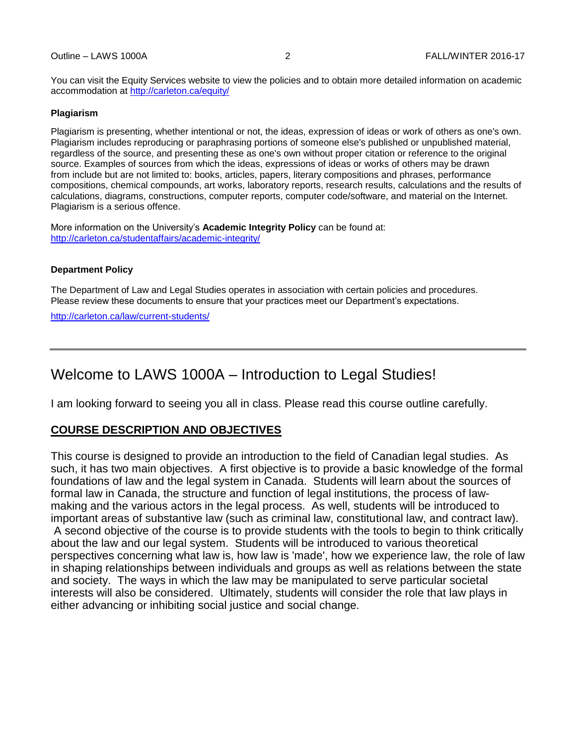You can visit the Equity Services website to view the policies and to obtain more detailed information on academic accommodation at http://carleton.ca/equity/

**Plagiarism**

Plagiarism is presenting, whether intentional or not, the ideas, expression of ideas or work of others as one's own. Plagiarism includes reproducing or paraphrasing portions of someone else's published or unpublished material, regardless of the source, and presenting these as one's own without proper citation or reference to the original source. Examples of sources from which the ideas, expressions of ideas or works of others may be drawn from include but are not limited to: books, articles, papers, literary compositions and phrases, performance compositions, chemical compounds, art works, laboratory reports, research results, calculations and the results of calculations, diagrams, constructions, computer reports, computer code/software, and material on the Internet. Plagiarism is a serious offence.

More information on the University's **Academic Integrity Policy** can be found at: http://carleton.ca/studentaffairs/academic-integrity/

**Department Policy**

The Department of Law and Legal Studies operates in association with certain policies and procedures. Please review these documents to ensure that your practices meet our Department's expectations.

http://carleton.ca/law/current-students/

---

# Welcome to LAWS 1000A – Introduction to Legal Studies!

I am looking forward to seeing you all in class. Please read this course outline carefully.

## COURSE DESCRIPTION AND OBJECTIVES

This course is designed to provide an introduction to the field of Canadian legal studies. As such, it has two main objectives. A first objective is to provide a basic knowledge of the formal foundations of law and the legal system in Canada. Students will learn about the sources of formal law in Canada, the structure and function of legal institutions, the process of law-making and the various actors in the legal process. As well, students will be introduced to important areas of substantive law (such as criminal law, constitutional law, and contract law). A second objective of the course is to provide students with the tools to begin to think critically about the law and our legal system. Students will be introduced to various theoretical perspectives concerning what law is, how law is 'made', how we experience law, the role of law in shaping relationships between individuals and groups as well as relations between the state and society. The ways in which the law may be manipulated to serve particular societal interests will also be considered. Ultimately, students will consider the role that law plays in either advancing or inhibiting social justice and social change.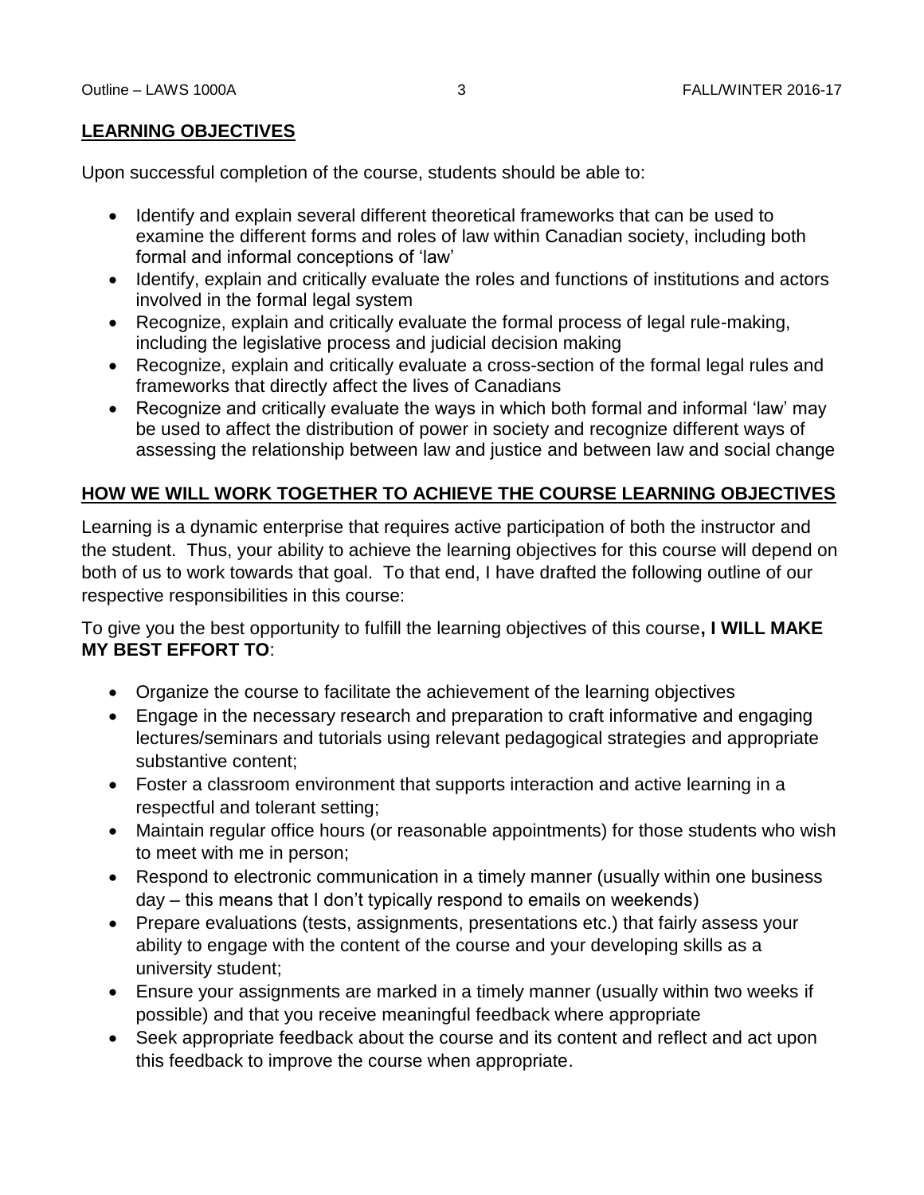## LEARNING OBJECTIVES

Upon successful completion of the course, students should be able to:

- Identify and explain several different theoretical frameworks that can be used to examine the different forms and roles of law within Canadian society, including both formal and informal conceptions of 'law'
- Identify, explain and critically evaluate the roles and functions of institutions and actors involved in the formal legal system
- Recognize, explain and critically evaluate the formal process of legal rule-making, including the legislative process and judicial decision making
- Recognize, explain and critically evaluate a cross-section of the formal legal rules and frameworks that directly affect the lives of Canadians
- Recognize and critically evaluate the ways in which both formal and informal 'law' may be used to affect the distribution of power in society and recognize different ways of assessing the relationship between law and justice and between law and social change

## HOW WE WILL WORK TOGETHER TO ACHIEVE THE COURSE LEARNING OBJECTIVES

Learning is a dynamic enterprise that requires active participation of both the instructor and the student. Thus, your ability to achieve the learning objectives for this course will depend on both of us to work towards that goal. To that end, I have drafted the following outline of our respective responsibilities in this course:

To give you the best opportunity to fulfill the learning objectives of this course**, I WILL MAKE MY BEST EFFORT TO**:

- Organize the course to facilitate the achievement of the learning objectives
- Engage in the necessary research and preparation to craft informative and engaging lectures/seminars and tutorials using relevant pedagogical strategies and appropriate substantive content;
- Foster a classroom environment that supports interaction and active learning in a respectful and tolerant setting;
- Maintain regular office hours (or reasonable appointments) for those students who wish to meet with me in person;
- Respond to electronic communication in a timely manner (usually within one business day – this means that I don't typically respond to emails on weekends)
- Prepare evaluations (tests, assignments, presentations etc.) that fairly assess your ability to engage with the content of the course and your developing skills as a university student;
- Ensure your assignments are marked in a timely manner (usually within two weeks if possible) and that you receive meaningful feedback where appropriate
- Seek appropriate feedback about the course and its content and reflect and act upon this feedback to improve the course when appropriate.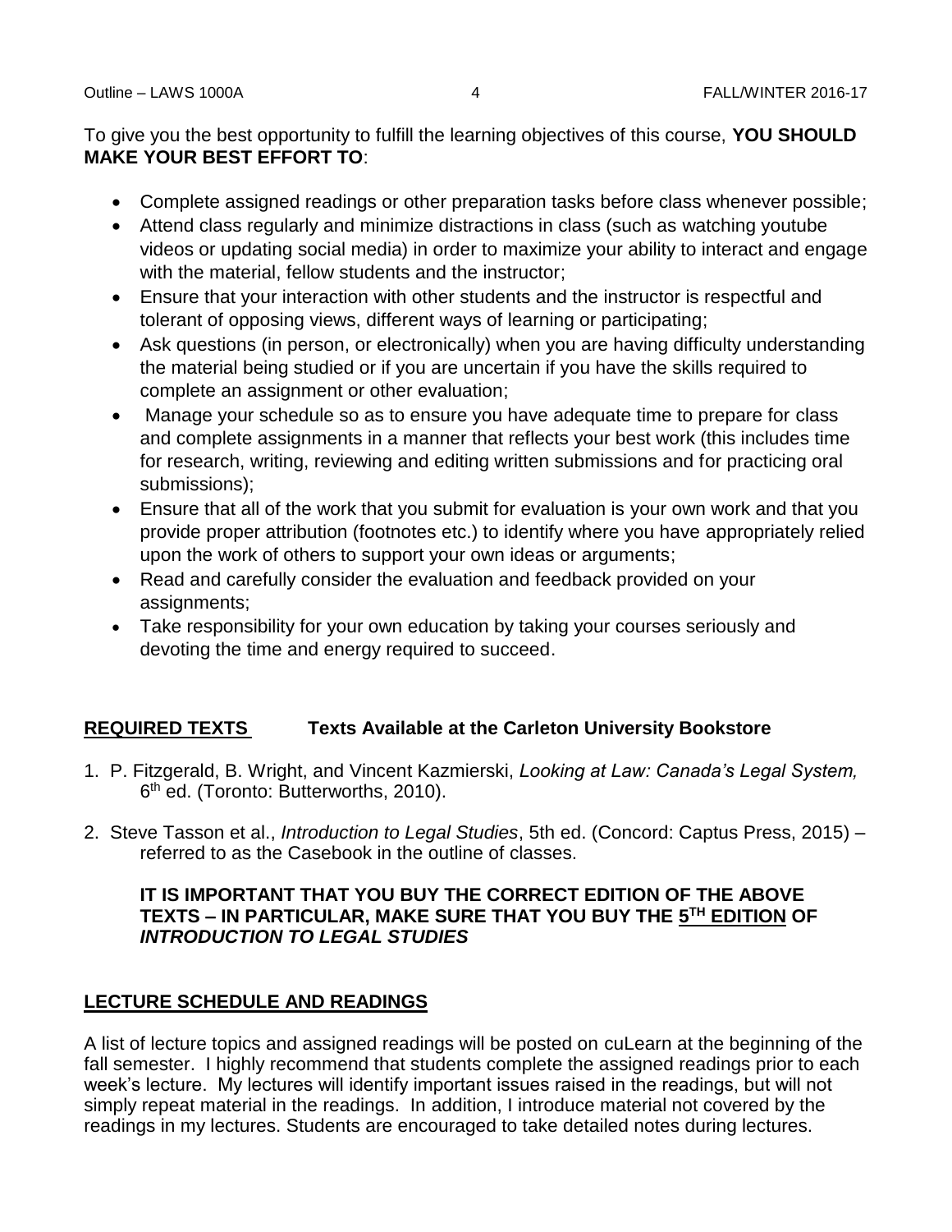To give you the best opportunity to fulfill the learning objectives of this course, **YOU SHOULD MAKE YOUR BEST EFFORT TO**:

- Complete assigned readings or other preparation tasks before class whenever possible;
- Attend class regularly and minimize distractions in class (such as watching youtube videos or updating social media) in order to maximize your ability to interact and engage with the material, fellow students and the instructor;
- Ensure that your interaction with other students and the instructor is respectful and tolerant of opposing views, different ways of learning or participating;
- Ask questions (in person, or electronically) when you are having difficulty understanding the material being studied or if you are uncertain if you have the skills required to complete an assignment or other evaluation;
- Manage your schedule so as to ensure you have adequate time to prepare for class and complete assignments in a manner that reflects your best work (this includes time for research, writing, reviewing and editing written submissions and for practicing oral submissions);
- Ensure that all of the work that you submit for evaluation is your own work and that you provide proper attribution (footnotes etc.) to identify where you have appropriately relied upon the work of others to support your own ideas or arguments;
- Read and carefully consider the evaluation and feedback provided on your assignments;
- Take responsibility for your own education by taking your courses seriously and devoting the time and energy required to succeed.

## **REQUIRED TEXTS** Texts Available at the Carleton University Bookstore

1. P. Fitzgerald, B. Wright, and Vincent Kazmierski, *Looking at Law: Canada's Legal System,* 6th ed. (Toronto: Butterworths, 2010).
2. Steve Tasson et al., *Introduction to Legal Studies*, 5th ed. (Concord: Captus Press, 2015) – referred to as the Casebook in the outline of classes.

**IT IS IMPORTANT THAT YOU BUY THE CORRECT EDITION OF THE ABOVE TEXTS – IN PARTICULAR, MAKE SURE THAT YOU BUY THE 5TH EDITION OF *INTRODUCTION TO LEGAL STUDIES***

## **LECTURE SCHEDULE AND READINGS**

A list of lecture topics and assigned readings will be posted on cuLearn at the beginning of the fall semester. I highly recommend that students complete the assigned readings prior to each week's lecture. My lectures will identify important issues raised in the readings, but will not simply repeat material in the readings. In addition, I introduce material not covered by the readings in my lectures. Students are encouraged to take detailed notes during lectures.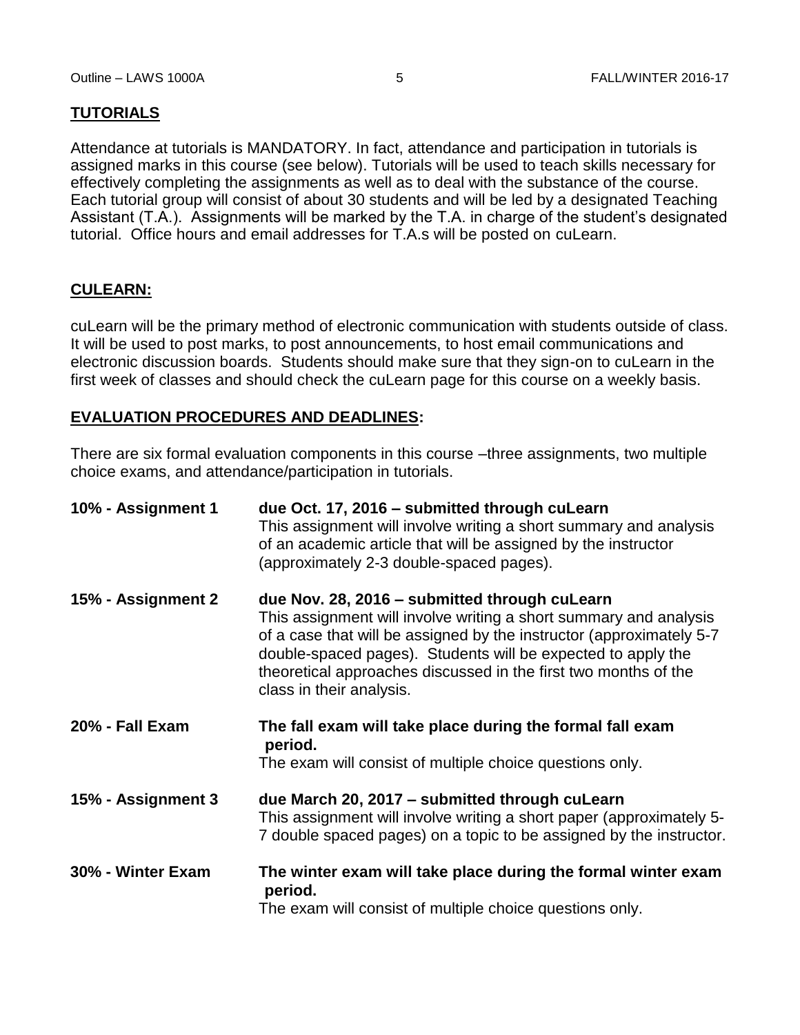## TUTORIALS

Attendance at tutorials is MANDATORY. In fact, attendance and participation in tutorials is assigned marks in this course (see below). Tutorials will be used to teach skills necessary for effectively completing the assignments as well as to deal with the substance of the course. Each tutorial group will consist of about 30 students and will be led by a designated Teaching Assistant (T.A.). Assignments will be marked by the T.A. in charge of the student's designated tutorial. Office hours and email addresses for T.A.s will be posted on cuLearn.

## CULEARN:

cuLearn will be the primary method of electronic communication with students outside of class. It will be used to post marks, to post announcements, to host email communications and electronic discussion boards. Students should make sure that they sign-on to cuLearn in the first week of classes and should check the cuLearn page for this course on a weekly basis.

## EVALUATION PROCEDURES AND DEADLINES:

There are six formal evaluation components in this course –three assignments, two multiple choice exams, and attendance/participation in tutorials.

**10% - Assignment 1** — **due Oct. 17, 2016 – submitted through cuLearn**
This assignment will involve writing a short summary and analysis of an academic article that will be assigned by the instructor (approximately 2-3 double-spaced pages).

**15% - Assignment 2** — **due Nov. 28, 2016 – submitted through cuLearn**
This assignment will involve writing a short summary and analysis of a case that will be assigned by the instructor (approximately 5-7 double-spaced pages). Students will be expected to apply the theoretical approaches discussed in the first two months of the class in their analysis.

**20% - Fall Exam** — **The fall exam will take place during the formal fall exam period.**
The exam will consist of multiple choice questions only.

**15% - Assignment 3** — **due March 20, 2017 – submitted through cuLearn**
This assignment will involve writing a short paper (approximately 5-7 double spaced pages) on a topic to be assigned by the instructor.

**30% - Winter Exam** — **The winter exam will take place during the formal winter exam period.**
The exam will consist of multiple choice questions only.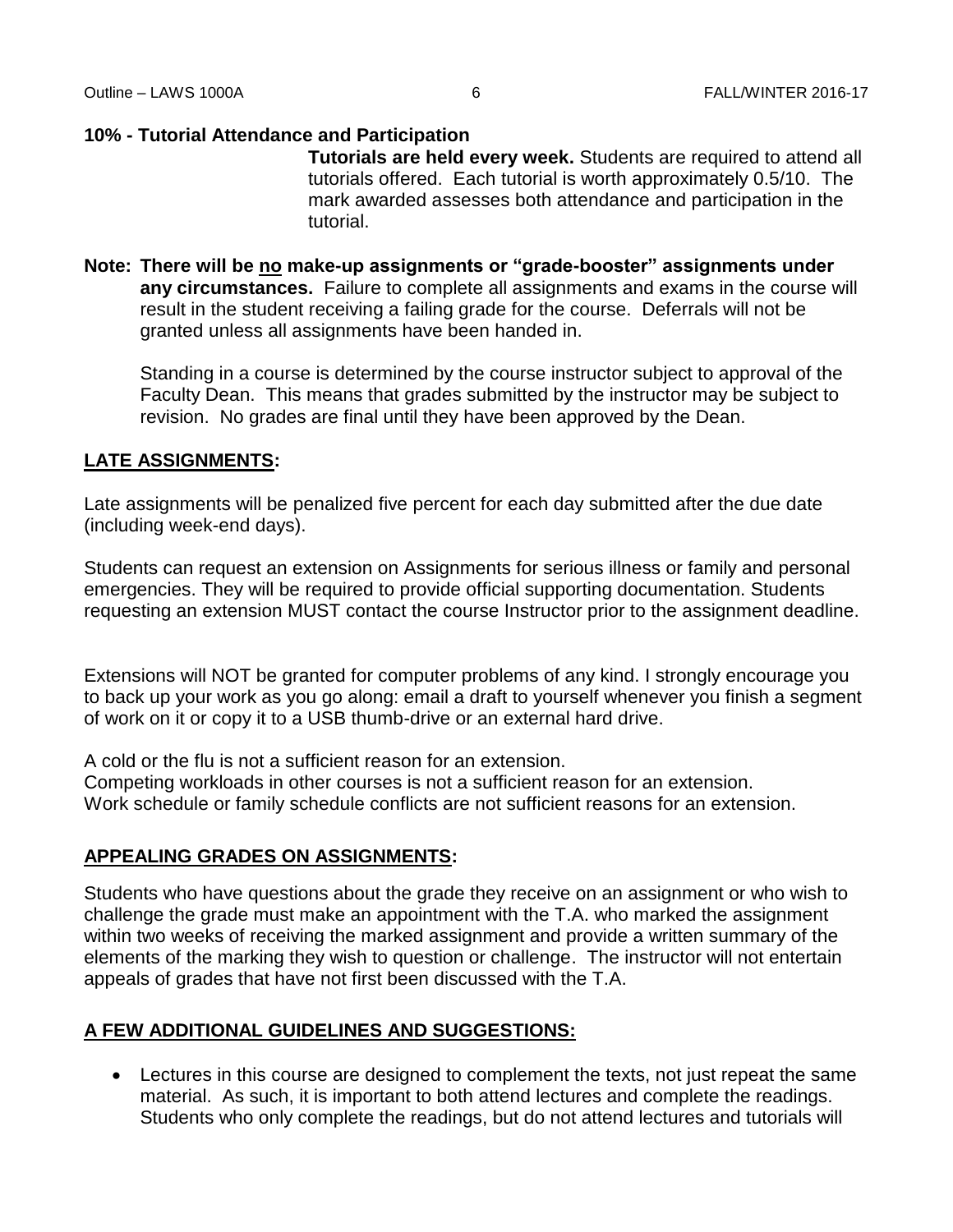**10% - Tutorial Attendance and Participation**

**Tutorials are held every week.** Students are required to attend all tutorials offered. Each tutorial is worth approximately 0.5/10. The mark awarded assesses both attendance and participation in the tutorial.

**Note: There will be <u>no</u> make-up assignments or "grade-booster" assignments under any circumstances.** Failure to complete all assignments and exams in the course will result in the student receiving a failing grade for the course. Deferrals will not be granted unless all assignments have been handed in.

Standing in a course is determined by the course instructor subject to approval of the Faculty Dean. This means that grades submitted by the instructor may be subject to revision. No grades are final until they have been approved by the Dean.

## <u>LATE ASSIGNMENTS</u>:

Late assignments will be penalized five percent for each day submitted after the due date (including week-end days).

Students can request an extension on Assignments for serious illness or family and personal emergencies. They will be required to provide official supporting documentation. Students requesting an extension MUST contact the course Instructor prior to the assignment deadline.

Extensions will NOT be granted for computer problems of any kind. I strongly encourage you to back up your work as you go along: email a draft to yourself whenever you finish a segment of work on it or copy it to a USB thumb-drive or an external hard drive.

A cold or the flu is not a sufficient reason for an extension.
Competing workloads in other courses is not a sufficient reason for an extension.
Work schedule or family schedule conflicts are not sufficient reasons for an extension.

## <u>APPEALING GRADES ON ASSIGNMENTS</u>:

Students who have questions about the grade they receive on an assignment or who wish to challenge the grade must make an appointment with the T.A. who marked the assignment within two weeks of receiving the marked assignment and provide a written summary of the elements of the marking they wish to question or challenge. The instructor will not entertain appeals of grades that have not first been discussed with the T.A.

## <u>A FEW ADDITIONAL GUIDELINES AND SUGGESTIONS:</u>

- Lectures in this course are designed to complement the texts, not just repeat the same material. As such, it is important to both attend lectures and complete the readings. Students who only complete the readings, but do not attend lectures and tutorials will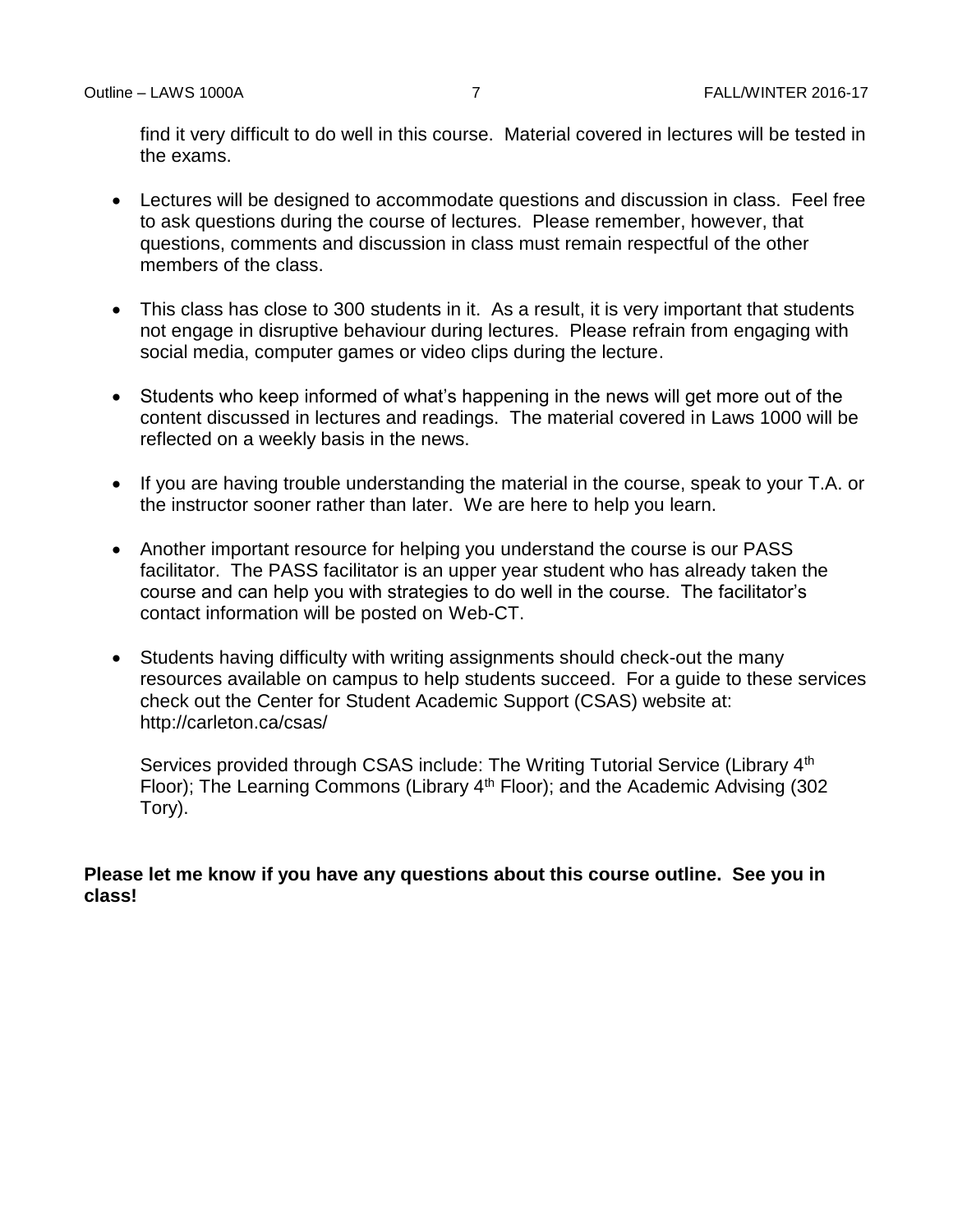find it very difficult to do well in this course. Material covered in lectures will be tested in the exams.

- Lectures will be designed to accommodate questions and discussion in class. Feel free to ask questions during the course of lectures. Please remember, however, that questions, comments and discussion in class must remain respectful of the other members of the class.

- This class has close to 300 students in it. As a result, it is very important that students not engage in disruptive behaviour during lectures. Please refrain from engaging with social media, computer games or video clips during the lecture.

- Students who keep informed of what's happening in the news will get more out of the content discussed in lectures and readings. The material covered in Laws 1000 will be reflected on a weekly basis in the news.

- If you are having trouble understanding the material in the course, speak to your T.A. or the instructor sooner rather than later. We are here to help you learn.

- Another important resource for helping you understand the course is our PASS facilitator. The PASS facilitator is an upper year student who has already taken the course and can help you with strategies to do well in the course. The facilitator's contact information will be posted on Web-CT.

- Students having difficulty with writing assignments should check-out the many resources available on campus to help students succeed. For a guide to these services check out the Center for Student Academic Support (CSAS) website at: http://carleton.ca/csas/

  Services provided through CSAS include: The Writing Tutorial Service (Library 4th Floor); The Learning Commons (Library 4th Floor); and the Academic Advising (302 Tory).

**Please let me know if you have any questions about this course outline. See you in class!**